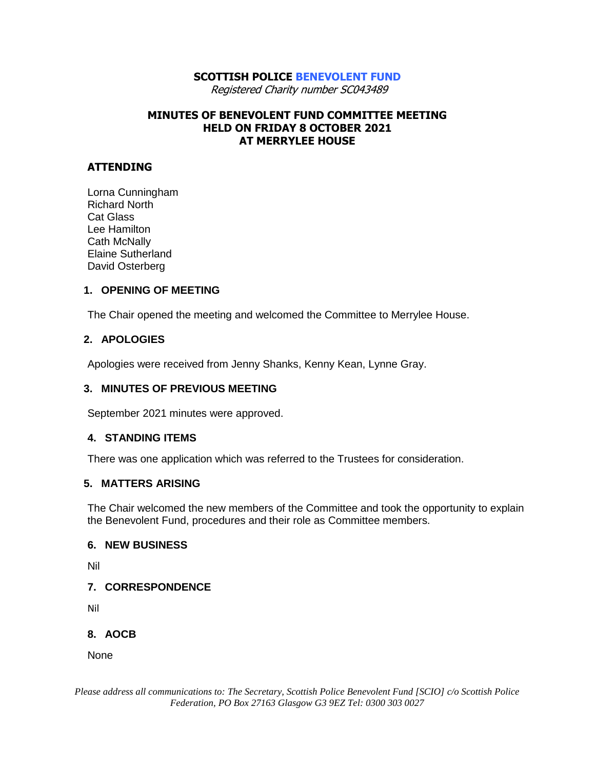# SCOTTISH POLICE BENEVOLENT FUND

*Registered Charity number SC043489*

## MINUTES OF BENEVOLENT FUND COMMITTEE MEETING HELD ON FRIDAY 8 OCTOBER 2021 AT MERRYLEE HOUSE

### ATTENDING

Lorna Cunningham
Richard North
Cat Glass
Lee Hamilton
Cath McNally
Elaine Sutherland
David Osterberg

### 1. OPENING OF MEETING

The Chair opened the meeting and welcomed the Committee to Merrylee House.

### 2. APOLOGIES

Apologies were received from Jenny Shanks, Kenny Kean, Lynne Gray.

### 3. MINUTES OF PREVIOUS MEETING

September 2021 minutes were approved.

### 4. STANDING ITEMS

There was one application which was referred to the Trustees for consideration.

### 5. MATTERS ARISING

The Chair welcomed the new members of the Committee and took the opportunity to explain the Benevolent Fund, procedures and their role as Committee members.

### 6. NEW BUSINESS

Nil

### 7. CORRESPONDENCE

Nil

### 8. AOCB

None

*Please address all communications to: The Secretary, Scottish Police Benevolent Fund [SCIO] c/o Scottish Police Federation, PO Box 27163 Glasgow G3 9EZ Tel: 0300 303 0027*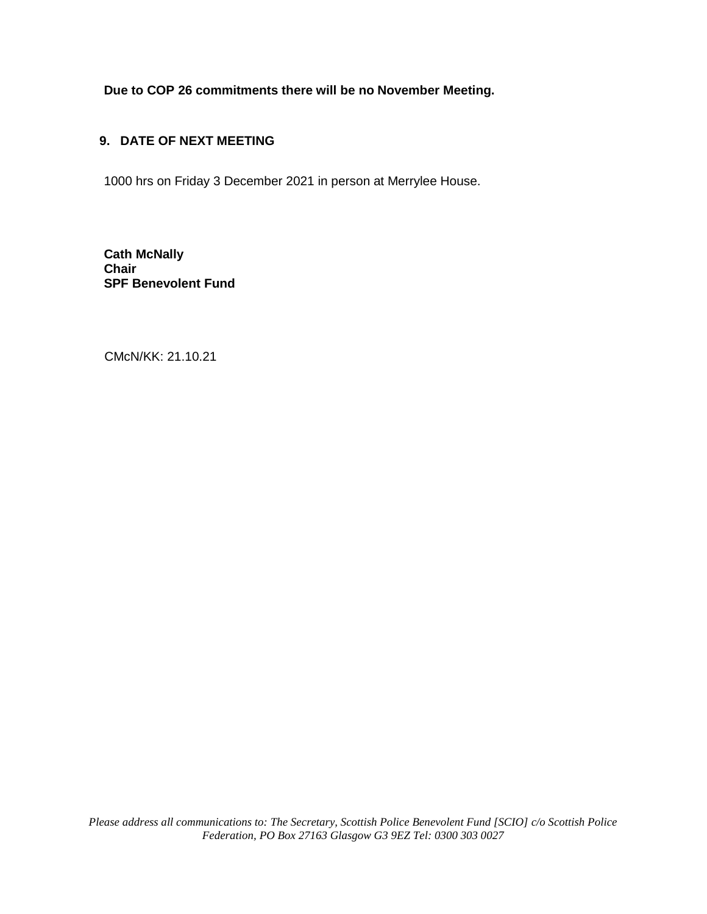**Due to COP 26 commitments there will be no November Meeting.**

## 9. DATE OF NEXT MEETING

1000 hrs on Friday 3 December 2021 in person at Merrylee House.

**Cath McNally**
**Chair**
**SPF Benevolent Fund**

CMcN/KK: 21.10.21

*Please address all communications to: The Secretary, Scottish Police Benevolent Fund [SCIO] c/o Scottish Police Federation, PO Box 27163 Glasgow G3 9EZ Tel: 0300 303 0027*